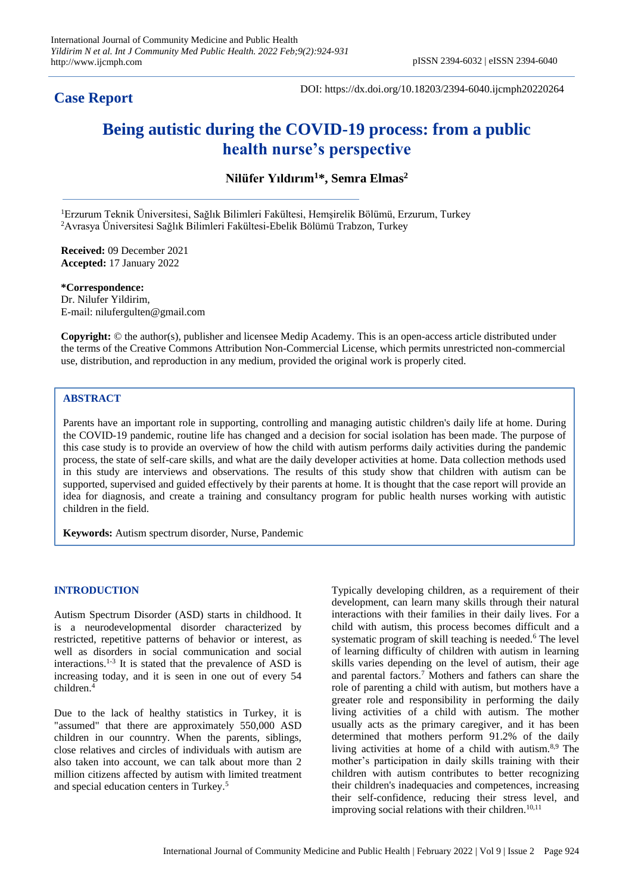**Case Report**

DOI: https://dx.doi.org/10.18203/2394-6040.ijcmph20220264

# Being autistic during the COVID-19 process: from a public health nurse's perspective

**Nilüfer Yıldırım[1]*, Semra Elmas[2]**

[1]Erzurum Teknik Üniversitesi, Sağlık Bilimleri Fakültesi, Hemşirelik Bölümü, Erzurum, Turkey
[2]Avrasya Üniversitesi Sağlık Bilimleri Fakültesi-Ebelik Bölümü Trabzon, Turkey

**Received:** 09 December 2021
**Accepted:** 17 January 2022

**\*Correspondence:**
Dr. Nilufer Yildirim,
E-mail: nilufergulten@gmail.com

**Copyright:** © the author(s), publisher and licensee Medip Academy. This is an open-access article distributed under the terms of the Creative Commons Attribution Non-Commercial License, which permits unrestricted non-commercial use, distribution, and reproduction in any medium, provided the original work is properly cited.

## ABSTRACT

Parents have an important role in supporting, controlling and managing autistic children's daily life at home. During the COVID-19 pandemic, routine life has changed and a decision for social isolation has been made. The purpose of this case study is to provide an overview of how the child with autism performs daily activities during the pandemic process, the state of self-care skills, and what are the daily developer activities at home. Data collection methods used in this study are interviews and observations. The results of this study show that children with autism can be supported, supervised and guided effectively by their parents at home. It is thought that the case report will provide an idea for diagnosis, and create a training and consultancy program for public health nurses working with autistic children in the field.

**Keywords:** Autism spectrum disorder, Nurse, Pandemic

## INTRODUCTION

Autism Spectrum Disorder (ASD) starts in childhood. It is a neurodevelopmental disorder characterized by restricted, repetitive patterns of behavior or interest, as well as disorders in social communication and social interactions.[1-3] It is stated that the prevalence of ASD is increasing today, and it is seen in one out of every 54 children.[4]

Due to the lack of healthy statistics in Turkey, it is "assumed" that there are approximately 550,000 ASD children in our counntry. When the parents, siblings, close relatives and circles of individuals with autism are also taken into account, we can talk about more than 2 million citizens affected by autism with limited treatment and special education centers in Turkey.[5]

Typically developing children, as a requirement of their development, can learn many skills through their natural interactions with their families in their daily lives. For a child with autism, this process becomes difficult and a systematic program of skill teaching is needed.[6] The level of learning difficulty of children with autism in learning skills varies depending on the level of autism, their age and parental factors.[7] Mothers and fathers can share the role of parenting a child with autism, but mothers have a greater role and responsibility in performing the daily living activities of a child with autism. The mother usually acts as the primary caregiver, and it has been determined that mothers perform 91.2% of the daily living activities at home of a child with autism.[8,9] The mother's participation in daily skills training with their children with autism contributes to better recognizing their children's inadequacies and competences, increasing their self-confidence, reducing their stress level, and improving social relations with their children.[10,11]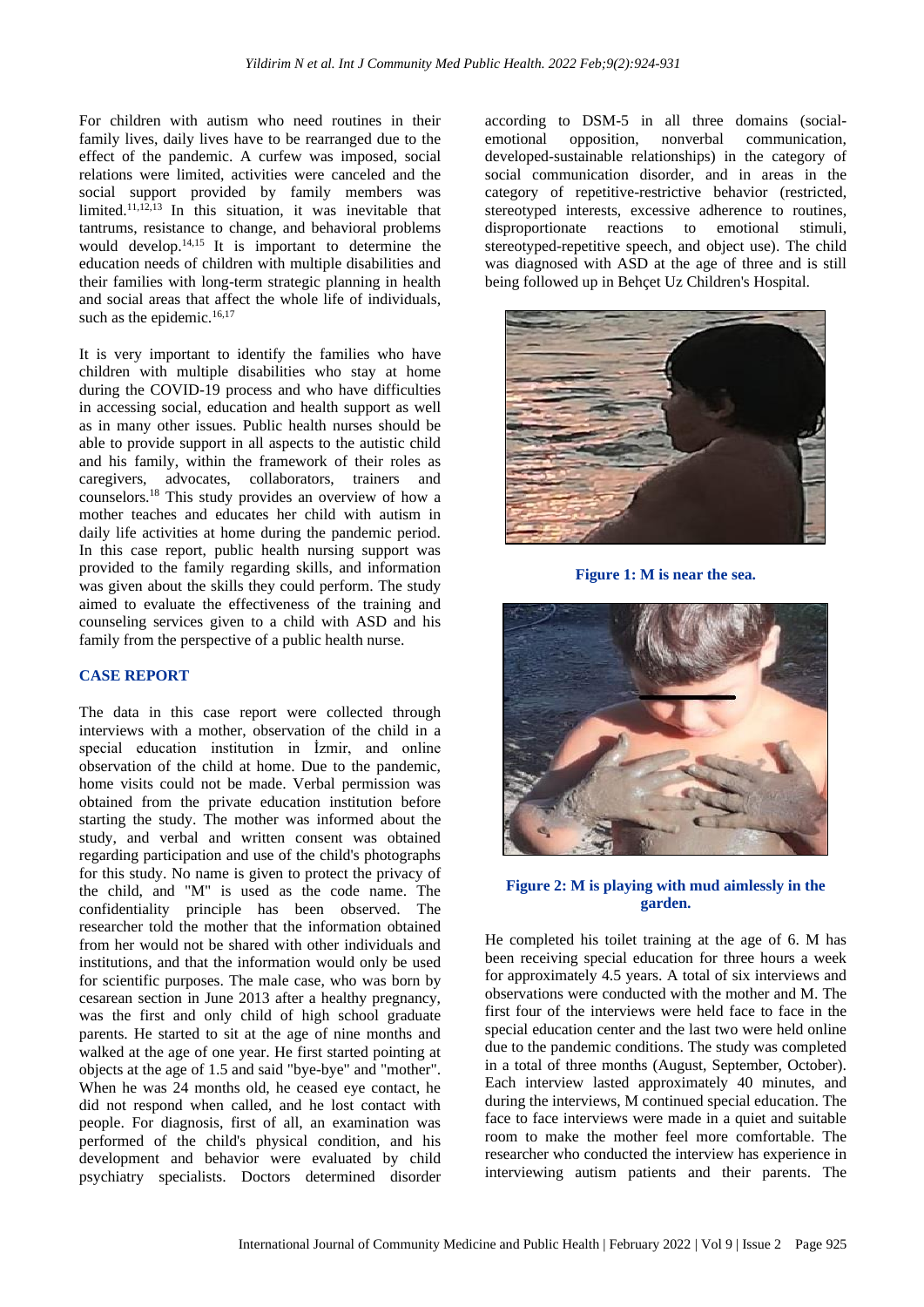For children with autism who need routines in their family lives, daily lives have to be rearranged due to the effect of the pandemic. A curfew was imposed, social relations were limited, activities were canceled and the social support provided by family members was limited.[11,12,13] In this situation, it was inevitable that tantrums, resistance to change, and behavioral problems would develop.[14,15] It is important to determine the education needs of children with multiple disabilities and their families with long-term strategic planning in health and social areas that affect the whole life of individuals, such as the epidemic.[16,17]

It is very important to identify the families who have children with multiple disabilities who stay at home during the COVID-19 process and who have difficulties in accessing social, education and health support as well as in many other issues. Public health nurses should be able to provide support in all aspects to the autistic child and his family, within the framework of their roles as caregivers, advocates, collaborators, trainers and counselors.[18] This study provides an overview of how a mother teaches and educates her child with autism in daily life activities at home during the pandemic period. In this case report, public health nursing support was provided to the family regarding skills, and information was given about the skills they could perform. The study aimed to evaluate the effectiveness of the training and counseling services given to a child with ASD and his family from the perspective of a public health nurse.

## CASE REPORT

The data in this case report were collected through interviews with a mother, observation of the child in a special education institution in İzmir, and online observation of the child at home. Due to the pandemic, home visits could not be made. Verbal permission was obtained from the private education institution before starting the study. The mother was informed about the study, and verbal and written consent was obtained regarding participation and use of the child's photographs for this study. No name is given to protect the privacy of the child, and "M" is used as the code name. The confidentiality principle has been observed. The researcher told the mother that the information obtained from her would not be shared with other individuals and institutions, and that the information would only be used for scientific purposes. The male case, who was born by cesarean section in June 2013 after a healthy pregnancy, was the first and only child of high school graduate parents. He started to sit at the age of nine months and walked at the age of one year. He first started pointing at objects at the age of 1.5 and said "bye-bye" and "mother". When he was 24 months old, he ceased eye contact, he did not respond when called, and he lost contact with people. For diagnosis, first of all, an examination was performed of the child's physical condition, and his development and behavior were evaluated by child psychiatry specialists. Doctors determined disorder according to DSM-5 in all three domains (social-emotional opposition, nonverbal communication, developed-sustainable relationships) in the category of social communication disorder, and in areas in the category of repetitive-restrictive behavior (restricted, stereotyped interests, excessive adherence to routines, disproportionate reactions to emotional stimuli, stereotyped-repetitive speech, and object use). The child was diagnosed with ASD at the age of three and is still being followed up in Behçet Uz Children's Hospital.

**Figure 1: M is near the sea.**

**Figure 2: M is playing with mud aimlessly in the garden.**

He completed his toilet training at the age of 6. M has been receiving special education for three hours a week for approximately 4.5 years. A total of six interviews and observations were conducted with the mother and M. The first four of the interviews were held face to face in the special education center and the last two were held online due to the pandemic conditions. The study was completed in a total of three months (August, September, October). Each interview lasted approximately 40 minutes, and during the interviews, M continued special education. The face to face interviews were made in a quiet and suitable room to make the mother feel more comfortable. The researcher who conducted the interview has experience in interviewing autism patients and their parents. The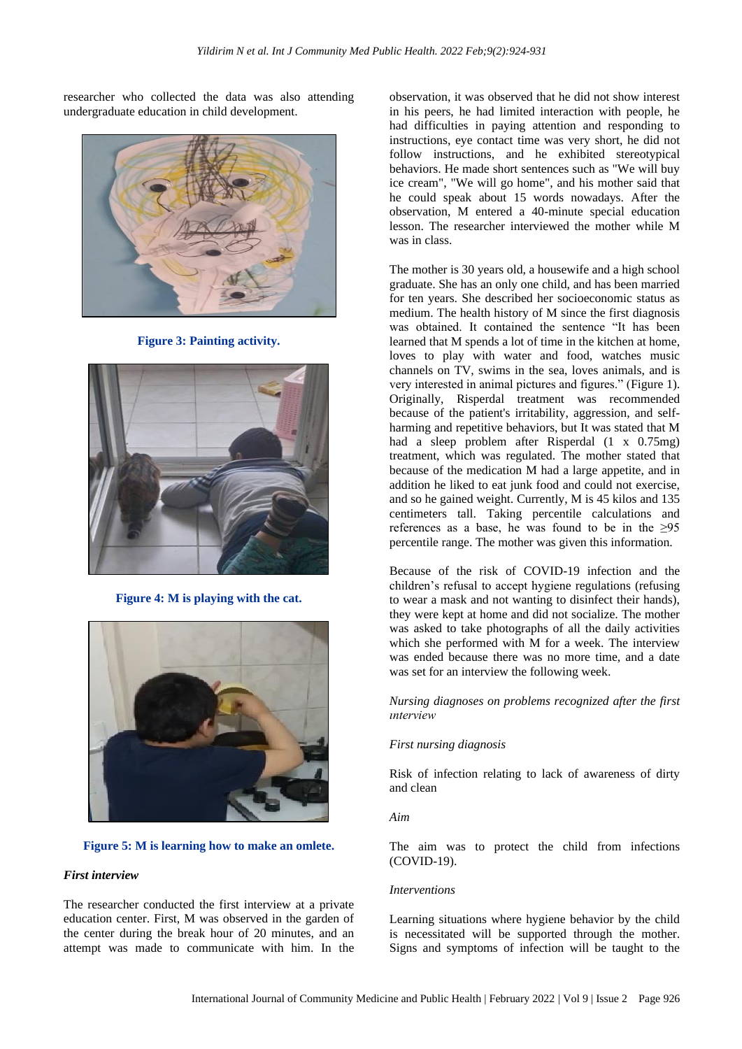researcher who collected the data was also attending undergraduate education in child development.

**Figure 3: Painting activity.**

**Figure 4: M is playing with the cat.**

**Figure 5: M is learning how to make an omlete.**

***First interview***

The researcher conducted the first interview at a private education center. First, M was observed in the garden of the center during the break hour of 20 minutes, and an attempt was made to communicate with him. In the observation, it was observed that he did not show interest in his peers, he had limited interaction with people, he had difficulties in paying attention and responding to instructions, eye contact time was very short, he did not follow instructions, and he exhibited stereotypical behaviors. He made short sentences such as "We will buy ice cream", "We will go home", and his mother said that he could speak about 15 words nowadays. After the observation, M entered a 40-minute special education lesson. The researcher interviewed the mother while M was in class.

The mother is 30 years old, a housewife and a high school graduate. She has an only one child, and has been married for ten years. She described her socioeconomic status as medium. The health history of M since the first diagnosis was obtained. It contained the sentence "It has been learned that M spends a lot of time in the kitchen at home, loves to play with water and food, watches music channels on TV, swims in the sea, loves animals, and is very interested in animal pictures and figures." (Figure 1). Originally, Risperdal treatment was recommended because of the patient's irritability, aggression, and self-harming and repetitive behaviors, but It was stated that M had a sleep problem after Risperdal (1 x 0.75mg) treatment, which was regulated. The mother stated that because of the medication M had a large appetite, and in addition he liked to eat junk food and could not exercise, and so he gained weight. Currently, M is 45 kilos and 135 centimeters tall. Taking percentile calculations and references as a base, he was found to be in the ≥95 percentile range. The mother was given this information.

Because of the risk of COVID-19 infection and the children's refusal to accept hygiene regulations (refusing to wear a mask and not wanting to disinfect their hands), they were kept at home and did not socialize. The mother was asked to take photographs of all the daily activities which she performed with M for a week. The interview was ended because there was no more time, and a date was set for an interview the following week.

*Nursing diagnoses on problems recognized after the first interview*

*First nursing diagnosis*

Risk of infection relating to lack of awareness of dirty and clean

*Aim*

The aim was to protect the child from infections (COVID-19).

*Interventions*

Learning situations where hygiene behavior by the child is necessitated will be supported through the mother. Signs and symptoms of infection will be taught to the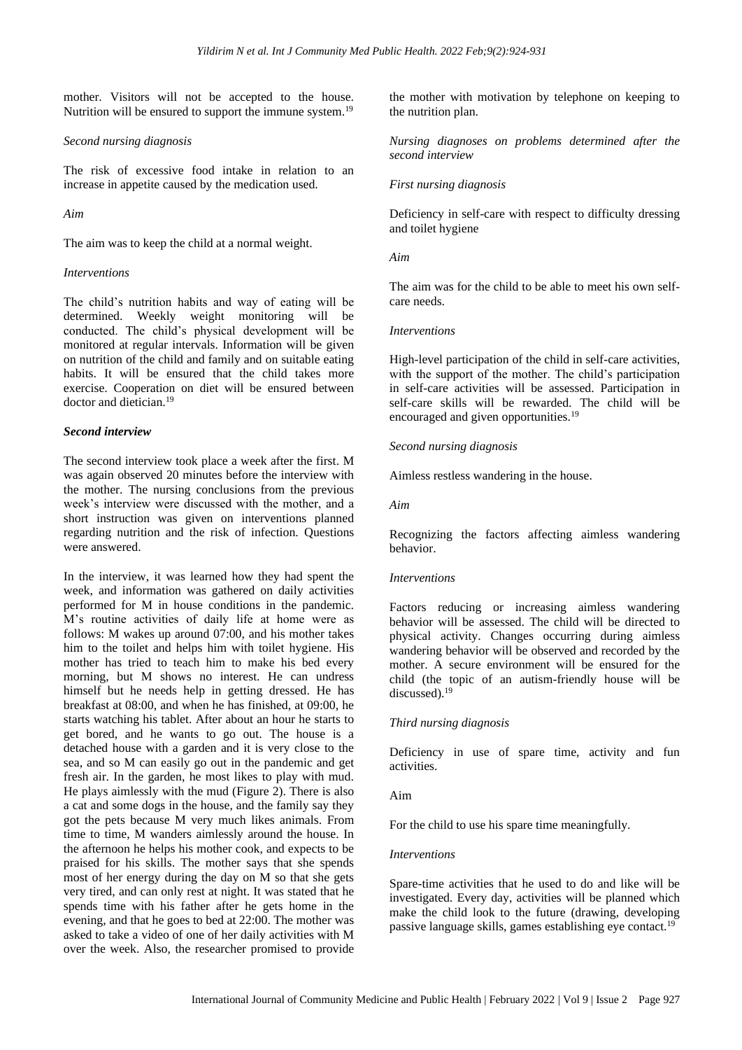mother. Visitors will not be accepted to the house. Nutrition will be ensured to support the immune system.[19]

*Second nursing diagnosis*

The risk of excessive food intake in relation to an increase in appetite caused by the medication used.

*Aim*

The aim was to keep the child at a normal weight.

*Interventions*

The child's nutrition habits and way of eating will be determined. Weekly weight monitoring will be conducted. The child's physical development will be monitored at regular intervals. Information will be given on nutrition of the child and family and on suitable eating habits. It will be ensured that the child takes more exercise. Cooperation on diet will be ensured between doctor and dietician.[19]

***Second interview***

The second interview took place a week after the first. M was again observed 20 minutes before the interview with the mother. The nursing conclusions from the previous week's interview were discussed with the mother, and a short instruction was given on interventions planned regarding nutrition and the risk of infection. Questions were answered.

In the interview, it was learned how they had spent the week, and information was gathered on daily activities performed for M in house conditions in the pandemic. M's routine activities of daily life at home were as follows: M wakes up around 07:00, and his mother takes him to the toilet and helps him with toilet hygiene. His mother has tried to teach him to make his bed every morning, but M shows no interest. He can undress himself but he needs help in getting dressed. He has breakfast at 08:00, and when he has finished, at 09:00, he starts watching his tablet. After about an hour he starts to get bored, and he wants to go out. The house is a detached house with a garden and it is very close to the sea, and so M can easily go out in the pandemic and get fresh air. In the garden, he most likes to play with mud. He plays aimlessly with the mud (Figure 2). There is also a cat and some dogs in the house, and the family say they got the pets because M very much likes animals. From time to time, M wanders aimlessly around the house. In the afternoon he helps his mother cook, and expects to be praised for his skills. The mother says that she spends most of her energy during the day on M so that she gets very tired, and can only rest at night. It was stated that he spends time with his father after he gets home in the evening, and that he goes to bed at 22:00. The mother was asked to take a video of one of her daily activities with M over the week. Also, the researcher promised to provide the mother with motivation by telephone on keeping to the nutrition plan.

*Nursing diagnoses on problems determined after the second interview*

*First nursing diagnosis*

Deficiency in self-care with respect to difficulty dressing and toilet hygiene

*Aim*

The aim was for the child to be able to meet his own self-care needs.

*Interventions*

High-level participation of the child in self-care activities, with the support of the mother. The child's participation in self-care activities will be assessed. Participation in self-care skills will be rewarded. The child will be encouraged and given opportunities.[19]

*Second nursing diagnosis*

Aimless restless wandering in the house.

*Aim*

Recognizing the factors affecting aimless wandering behavior.

*Interventions*

Factors reducing or increasing aimless wandering behavior will be assessed. The child will be directed to physical activity. Changes occurring during aimless wandering behavior will be observed and recorded by the mother. A secure environment will be ensured for the child (the topic of an autism-friendly house will be discussed).[19]

*Third nursing diagnosis*

Deficiency in use of spare time, activity and fun activities.

Aim

For the child to use his spare time meaningfully.

*Interventions*

Spare-time activities that he used to do and like will be investigated. Every day, activities will be planned which make the child look to the future (drawing, developing passive language skills, games establishing eye contact.[19]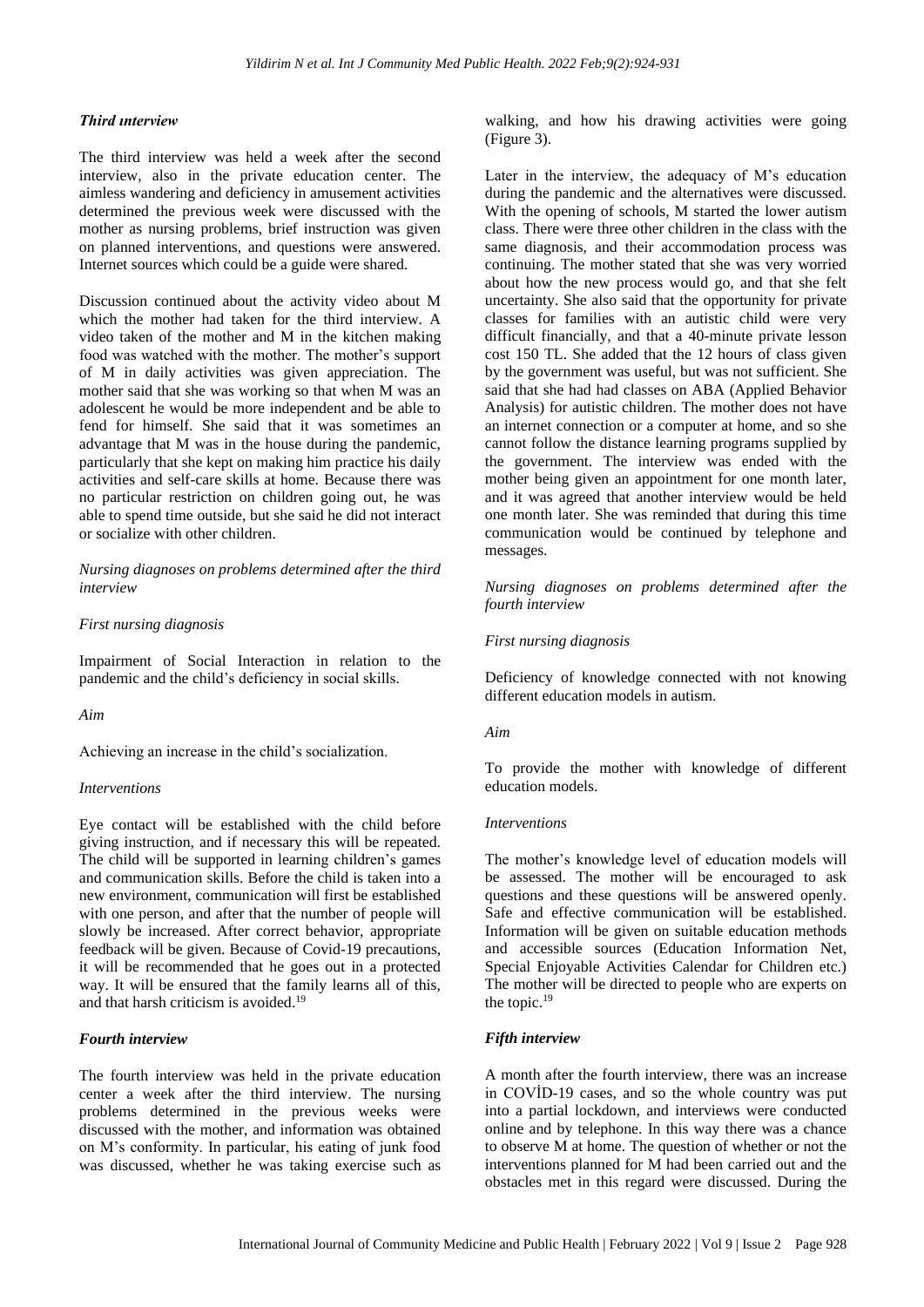### *Third ınterview*

The third interview was held a week after the second interview, also in the private education center. The aimless wandering and deficiency in amusement activities determined the previous week were discussed with the mother as nursing problems, brief instruction was given on planned interventions, and questions were answered. Internet sources which could be a guide were shared.

Discussion continued about the activity video about M which the mother had taken for the third interview. A video taken of the mother and M in the kitchen making food was watched with the mother. The mother's support of M in daily activities was given appreciation. The mother said that she was working so that when M was an adolescent he would be more independent and be able to fend for himself. She said that it was sometimes an advantage that M was in the house during the pandemic, particularly that she kept on making him practice his daily activities and self-care skills at home. Because there was no particular restriction on children going out, he was able to spend time outside, but she said he did not interact or socialize with other children.

*Nursing diagnoses on problems determined after the third interview*

*First nursing diagnosis*

Impairment of Social Interaction in relation to the pandemic and the child's deficiency in social skills.

*Aim*

Achieving an increase in the child's socialization.

*Interventions*

Eye contact will be established with the child before giving instruction, and if necessary this will be repeated. The child will be supported in learning children's games and communication skills. Before the child is taken into a new environment, communication will first be established with one person, and after that the number of people will slowly be increased. After correct behavior, appropriate feedback will be given. Because of Covid-19 precautions, it will be recommended that he goes out in a protected way. It will be ensured that the family learns all of this, and that harsh criticism is avoided.[19]

### *Fourth interview*

The fourth interview was held in the private education center a week after the third interview. The nursing problems determined in the previous weeks were discussed with the mother, and information was obtained on M's conformity. In particular, his eating of junk food was discussed, whether he was taking exercise such as walking, and how his drawing activities were going (Figure 3).

Later in the interview, the adequacy of M's education during the pandemic and the alternatives were discussed. With the opening of schools, M started the lower autism class. There were three other children in the class with the same diagnosis, and their accommodation process was continuing. The mother stated that she was very worried about how the new process would go, and that she felt uncertainty. She also said that the opportunity for private classes for families with an autistic child were very difficult financially, and that a 40-minute private lesson cost 150 TL. She added that the 12 hours of class given by the government was useful, but was not sufficient. She said that she had had classes on ABA (Applied Behavior Analysis) for autistic children. The mother does not have an internet connection or a computer at home, and so she cannot follow the distance learning programs supplied by the government. The interview was ended with the mother being given an appointment for one month later, and it was agreed that another interview would be held one month later. She was reminded that during this time communication would be continued by telephone and messages.

*Nursing diagnoses on problems determined after the fourth interview*

*First nursing diagnosis*

Deficiency of knowledge connected with not knowing different education models in autism.

*Aim*

To provide the mother with knowledge of different education models.

*Interventions*

The mother's knowledge level of education models will be assessed. The mother will be encouraged to ask questions and these questions will be answered openly. Safe and effective communication will be established. Information will be given on suitable education methods and accessible sources (Education Information Net, Special Enjoyable Activities Calendar for Children etc.) The mother will be directed to people who are experts on the topic.[19]

### *Fifth interview*

A month after the fourth interview, there was an increase in COVİD-19 cases, and so the whole country was put into a partial lockdown, and interviews were conducted online and by telephone. In this way there was a chance to observe M at home. The question of whether or not the interventions planned for M had been carried out and the obstacles met in this regard were discussed. During the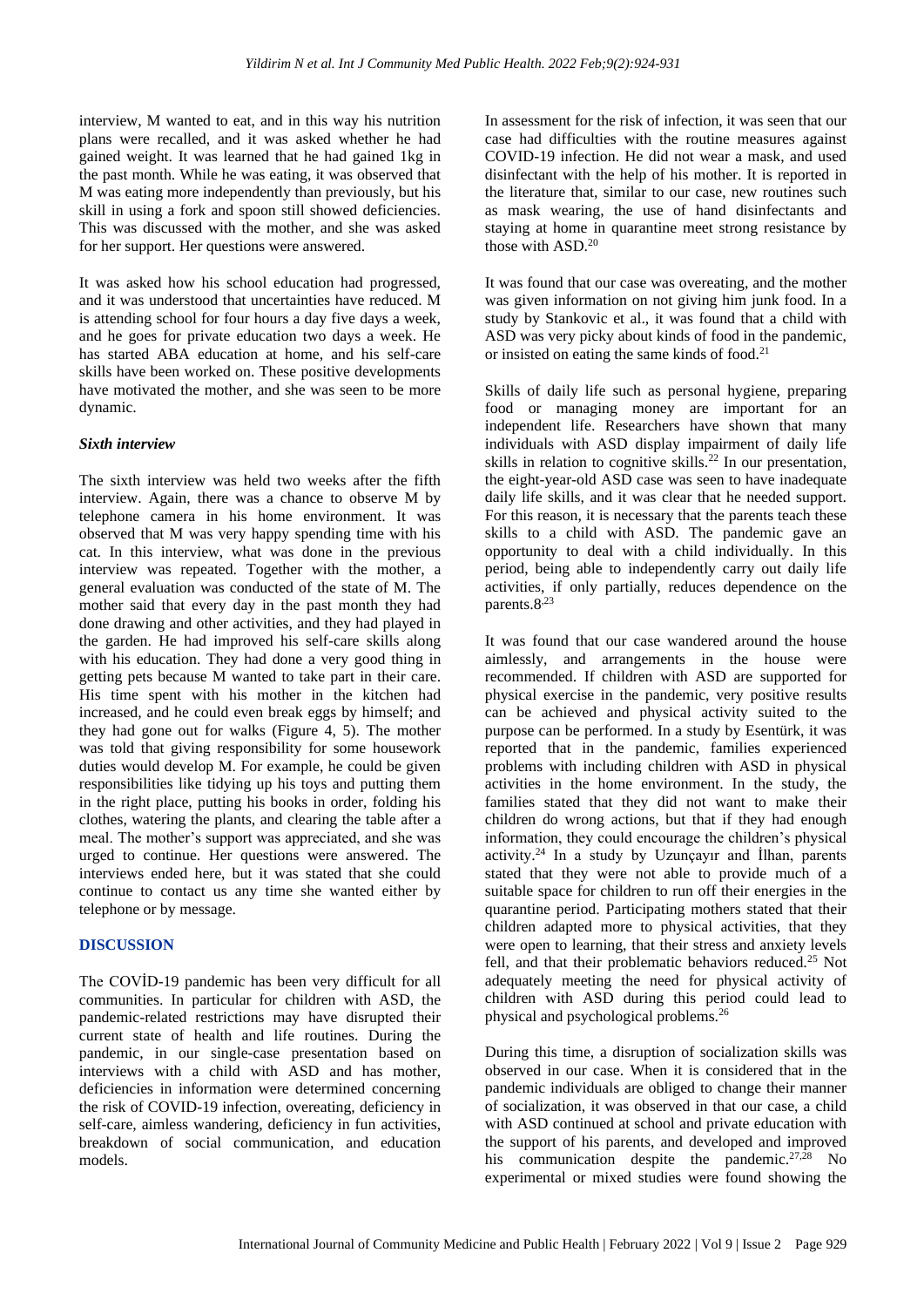interview, M wanted to eat, and in this way his nutrition plans were recalled, and it was asked whether he had gained weight. It was learned that he had gained 1kg in the past month. While he was eating, it was observed that M was eating more independently than previously, but his skill in using a fork and spoon still showed deficiencies. This was discussed with the mother, and she was asked for her support. Her questions were answered.

It was asked how his school education had progressed, and it was understood that uncertainties have reduced. M is attending school for four hours a day five days a week, and he goes for private education two days a week. He has started ABA education at home, and his self-care skills have been worked on. These positive developments have motivated the mother, and she was seen to be more dynamic.

### *Sixth interview*

The sixth interview was held two weeks after the fifth interview. Again, there was a chance to observe M by telephone camera in his home environment. It was observed that M was very happy spending time with his cat. In this interview, what was done in the previous interview was repeated. Together with the mother, a general evaluation was conducted of the state of M. The mother said that every day in the past month they had done drawing and other activities, and they had played in the garden. He had improved his self-care skills along with his education. They had done a very good thing in getting pets because M wanted to take part in their care. His time spent with his mother in the kitchen had increased, and he could even break eggs by himself; and they had gone out for walks (Figure 4, 5). The mother was told that giving responsibility for some housework duties would develop M. For example, he could be given responsibilities like tidying up his toys and putting them in the right place, putting his books in order, folding his clothes, watering the plants, and clearing the table after a meal. The mother's support was appreciated, and she was urged to continue. Her questions were answered. The interviews ended here, but it was stated that she could continue to contact us any time she wanted either by telephone or by message.

## DISCUSSION

The COVİD-19 pandemic has been very difficult for all communities. In particular for children with ASD, the pandemic-related restrictions may have disrupted their current state of health and life routines. During the pandemic, in our single-case presentation based on interviews with a child with ASD and has mother, deficiencies in information were determined concerning the risk of COVID-19 infection, overeating, deficiency in self-care, aimless wandering, deficiency in fun activities, breakdown of social communication, and education models.

In assessment for the risk of infection, it was seen that our case had difficulties with the routine measures against COVID-19 infection. He did not wear a mask, and used disinfectant with the help of his mother. It is reported in the literature that, similar to our case, new routines such as mask wearing, the use of hand disinfectants and staying at home in quarantine meet strong resistance by those with ASD.[20]

It was found that our case was overeating, and the mother was given information on not giving him junk food. In a study by Stankovic et al., it was found that a child with ASD was very picky about kinds of food in the pandemic, or insisted on eating the same kinds of food.[21]

Skills of daily life such as personal hygiene, preparing food or managing money are important for an independent life. Researchers have shown that many individuals with ASD display impairment of daily life skills in relation to cognitive skills.[22] In our presentation, the eight-year-old ASD case was seen to have inadequate daily life skills, and it was clear that he needed support. For this reason, it is necessary that the parents teach these skills to a child with ASD. The pandemic gave an opportunity to deal with a child individually. In this period, being able to independently carry out daily life activities, if only partially, reduces dependence on the parents.[8,23]

It was found that our case wandered around the house aimlessly, and arrangements in the house were recommended. If children with ASD are supported for physical exercise in the pandemic, very positive results can be achieved and physical activity suited to the purpose can be performed. In a study by Esentürk, it was reported that in the pandemic, families experienced problems with including children with ASD in physical activities in the home environment. In the study, the families stated that they did not want to make their children do wrong actions, but that if they had enough information, they could encourage the children's physical activity.[24] In a study by Uzunçayır and İlhan, parents stated that they were not able to provide much of a suitable space for children to run off their energies in the quarantine period. Participating mothers stated that their children adapted more to physical activities, that they were open to learning, that their stress and anxiety levels fell, and that their problematic behaviors reduced.[25] Not adequately meeting the need for physical activity of children with ASD during this period could lead to physical and psychological problems.[26]

During this time, a disruption of socialization skills was observed in our case. When it is considered that in the pandemic individuals are obliged to change their manner of socialization, it was observed in that our case, a child with ASD continued at school and private education with the support of his parents, and developed and improved his communication despite the pandemic.[27,28] No experimental or mixed studies were found showing the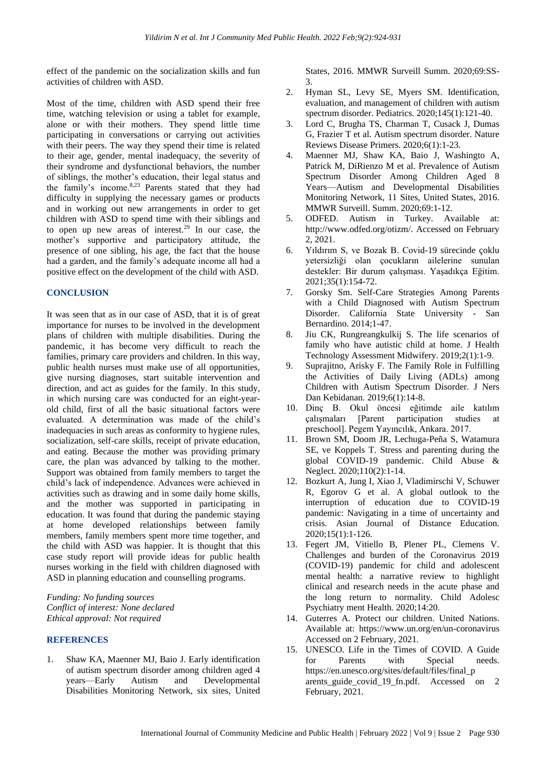effect of the pandemic on the socialization skills and fun activities of children with ASD.

Most of the time, children with ASD spend their free time, watching television or using a tablet for example, alone or with their mothers. They spend little time participating in conversations or carrying out activities with their peers. The way they spend their time is related to their age, gender, mental inadequacy, the severity of their syndrome and dysfunctional behaviors, the number of siblings, the mother's education, their legal status and the family's income.[8,23] Parents stated that they had difficulty in supplying the necessary games or products and in working out new arrangements in order to get children with ASD to spend time with their siblings and to open up new areas of interest.[29] In our case, the mother's supportive and participatory attitude, the presence of one sibling, his age, the fact that the house had a garden, and the family's adequate income all had a positive effect on the development of the child with ASD.

## CONCLUSION

It was seen that as in our case of ASD, that it is of great importance for nurses to be involved in the development plans of children with multiple disabilities. During the pandemic, it has become very difficult to reach the families, primary care providers and children. In this way, public health nurses must make use of all opportunities, give nursing diagnoses, start suitable intervention and direction, and act as guides for the family. In this study, in which nursing care was conducted for an eight-year-old child, first of all the basic situational factors were evaluated. A determination was made of the child's inadequacies in such areas as conformity to hygiene rules, socialization, self-care skills, receipt of private education, and eating. Because the mother was providing primary care, the plan was advanced by talking to the mother. Support was obtained from family members to target the child's lack of independence. Advances were achieved in activities such as drawing and in some daily home skills, and the mother was supported in participating in education. It was found that during the pandemic staying at home developed relationships between family members, family members spent more time together, and the child with ASD was happier. It is thought that this case study report will provide ideas for public health nurses working in the field with children diagnosed with ASD in planning education and counselling programs.

*Funding: No funding sources*
*Conflict of interest: None declared*
*Ethical approval: Not required*

## REFERENCES

1. Shaw KA, Maenner MJ, Baio J. Early identification of autism spectrum disorder among children aged 4 years—Early Autism and Developmental Disabilities Monitoring Network, six sites, United States, 2016. MMWR Surveill Summ. 2020;69:SS-3.
2. Hyman SL, Levy SE, Myers SM. Identification, evaluation, and management of children with autism spectrum disorder. Pediatrics. 2020;145(1):121-40.
3. Lord C, Brugha TS, Charman T, Cusack J, Dumas G, Frazier T et al. Autism spectrum disorder. Nature Reviews Disease Primers. 2020;6(1):1-23.
4. Maenner MJ, Shaw KA, Baio J, Washingto A, Patrick M, DiRienzo M et al. Prevalence of Autism Spectrum Disorder Among Children Aged 8 Years—Autism and Developmental Disabilities Monitoring Network, 11 Sites, United States, 2016. MMWR Surveill. Summ. 2020;69:1-12.
5. ODFED. Autism in Turkey. Available at: http://www.odfed.org/otizm/. Accessed on February 2, 2021.
6. Yıldırım S, ve Bozak B. Covid-19 sürecinde çoklu yetersizliği olan çocukların ailelerine sunulan destekler: Bir durum çalışması. Yaşadıkça Eğitim. 2021;35(1):154-72.
7. Gorsky Sm. Self-Care Strategies Among Parents with a Child Diagnosed with Autism Spectrum Disorder. California State University - San Bernardino. 2014;1-47.
8. Jiu CK, Rungreangkulkij S. The life scenarios of family who have autistic child at home. J Health Technology Assessment Midwifery. 2019;2(1):1-9.
9. Suprajitno, Arisky F. The Family Role in Fulfilling the Activities of Daily Living (ADLs) among Children with Autism Spectrum Disorder. J Ners Dan Kebidanan. 2019;6(1):14-8.
10. Dinç B. Okul öncesi eğitimde aile katılım çalışmaları [Parent participation studies at preschool]. Pegem Yayıncılık, Ankara. 2017.
11. Brown SM, Doom JR, Lechuga-Peña S, Watamura SE, ve Koppels T. Stress and parenting during the global COVID-19 pandemic. Child Abuse & Neglect. 2020;110(2):1-14.
12. Bozkurt A, Jung I, Xiao J, Vladimirschi V, Schuwer R, Egorov G et al. A global outlook to the interruption of education due to COVID-19 pandemic: Navigating in a time of uncertainty and crisis. Asian Journal of Distance Education. 2020;15(1):1-126.
13. Fegert JM, Vitiello B, Plener PL, Clemens V. Challenges and burden of the Coronavirus 2019 (COVID-19) pandemic for child and adolescent mental health: a narrative review to highlight clinical and research needs in the acute phase and the long return to normality. Child Adolesc Psychiatry ment Health. 2020;14:20.
14. Guterres A. Protect our children. United Nations. Available at: https://www.un.org/en/un-coronavirus Accessed on 2 February, 2021.
15. UNESCO. Life in the Times of COVID. A Guide for Parents with Special needs. https://en.unesco.org/sites/default/files/final_parents_guide_covid_19_fn.pdf. Accessed on 2 February, 2021.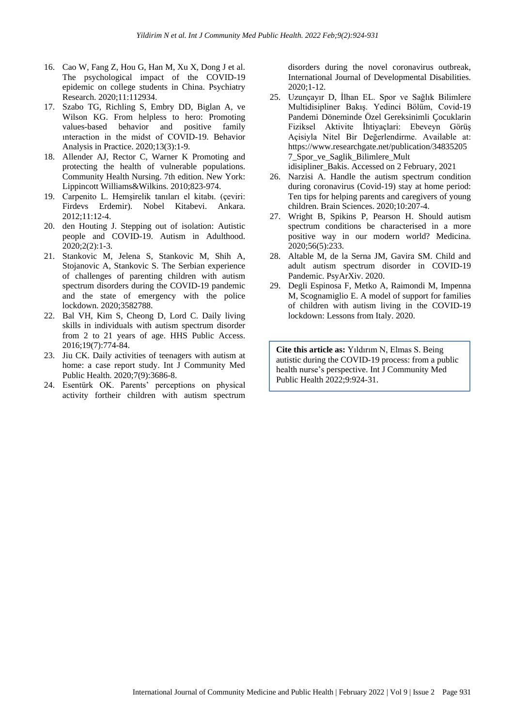16. Cao W, Fang Z, Hou G, Han M, Xu X, Dong J et al. The psychological impact of the COVID-19 epidemic on college students in China. Psychiatry Research. 2020;11:112934.
17. Szabo TG, Richling S, Embry DD, Biglan A, ve Wilson KG. From helpless to hero: Promoting values-based behavior and positive family ınteraction in the midst of COVID-19. Behavior Analysis in Practice. 2020;13(3):1-9.
18. Allender AJ, Rector C, Warner K Promoting and protecting the health of vulnerable populations. Community Health Nursing. 7th edition. New York: Lippincott Williams&Wilkins. 2010;823-974.
19. Carpenito L. Hemşirelik tanıları el kitabı. (çeviri: Firdevs Erdemir). Nobel Kitabevi. Ankara. 2012;11:12-4.
20. den Houting J. Stepping out of isolation: Autistic people and COVID-19. Autism in Adulthood. 2020;2(2):1-3.
21. Stankovic M, Jelena S, Stankovic M, Shih A, Stojanovic A, Stankovic S. The Serbian experience of challenges of parenting children with autism spectrum disorders during the COVID-19 pandemic and the state of emergency with the police lockdown. 2020;3582788.
22. Bal VH, Kim S, Cheong D, Lord C. Daily living skills in individuals with autism spectrum disorder from 2 to 21 years of age. HHS Public Access. 2016;19(7):774-84.
23. Jiu CK. Daily activities of teenagers with autism at home: a case report study. Int J Community Med Public Health. 2020;7(9):3686-8.
24. Esentürk OK. Parents' perceptions on physical activity fortheir children with autism spectrum disorders during the novel coronavirus outbreak, International Journal of Developmental Disabilities. 2020;1-12.
25. Uzunçayır D, İlhan EL. Spor ve Sağlık Bilimlere Multidisipliner Bakış. Yedinci Bölüm, Covid-19 Pandemi Döneminde Özel Gereksinimli Çocuklarin Fiziksel Aktivite İhtiyaçlari: Ebeveyn Görüş Açisiyla Nitel Bir Değerlendirme. Available at: https://www.researchgate.net/publication/348352057_Spor_ve_Saglik_Bilimlere_Multidisipliner_Bakis. Accessed on 2 February, 2021
26. Narzisi A. Handle the autism spectrum condition during coronavirus (Covid-19) stay at home period: Ten tips for helping parents and caregivers of young children. Brain Sciences. 2020;10:207-4.
27. Wright B, Spikins P, Pearson H. Should autism spectrum conditions be characterised in a more positive way in our modern world? Medicina. 2020;56(5):233.
28. Altable M, de la Serna JM, Gavira SM. Child and adult autism spectrum disorder in COVID-19 Pandemic. PsyArXiv. 2020.
29. Degli Espinosa F, Metko A, Raimondi M, Impenna M, Scognamiglio E. A model of support for families of children with autism living in the COVID-19 lockdown: Lessons from Italy. 2020.

**Cite this article as:** Yıldırım N, Elmas S. Being autistic during the COVID-19 process: from a public health nurse's perspective. Int J Community Med Public Health 2022;9:924-31.